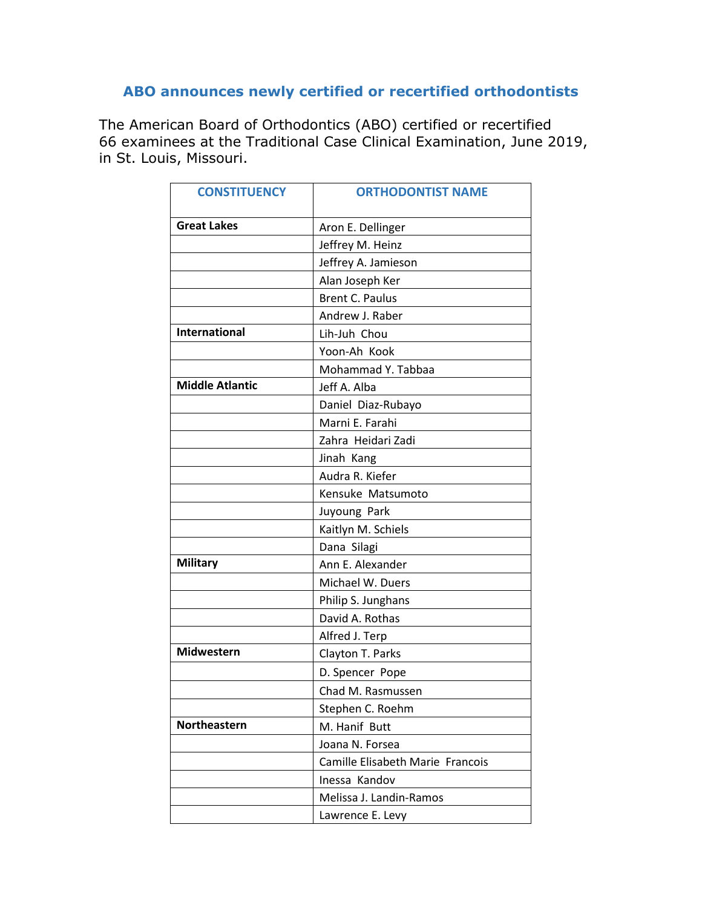## ABO announces newly certified or recertified orthodontists

The American Board of Orthodontics (ABO) certified or recertified 66 examinees at the Traditional Case Clinical Examination, June 2019, in St. Louis, Missouri.

| CONSTITUENCY | ORTHODONTIST NAME |
|---|---|
| **Great Lakes** | Aron E. Dellinger |
| | Jeffrey M. Heinz |
| | Jeffrey A. Jamieson |
| | Alan Joseph Ker |
| | Brent C. Paulus |
| | Andrew J. Raber |
| **International** | Lih-Juh Chou |
| | Yoon-Ah Kook |
| | Mohammad Y. Tabbaa |
| **Middle Atlantic** | Jeff A. Alba |
| | Daniel Diaz-Rubayo |
| | Marni E. Farahi |
| | Zahra Heidari Zadi |
| | Jinah Kang |
| | Audra R. Kiefer |
| | Kensuke Matsumoto |
| | Juyoung Park |
| | Kaitlyn M. Schiels |
| | Dana Silagi |
| **Military** | Ann E. Alexander |
| | Michael W. Duers |
| | Philip S. Junghans |
| | David A. Rothas |
| | Alfred J. Terp |
| **Midwestern** | Clayton T. Parks |
| | D. Spencer Pope |
| | Chad M. Rasmussen |
| | Stephen C. Roehm |
| **Northeastern** | M. Hanif Butt |
| | Joana N. Forsea |
| | Camille Elisabeth Marie Francois |
| | Inessa Kandov |
| | Melissa J. Landin-Ramos |
| | Lawrence E. Levy |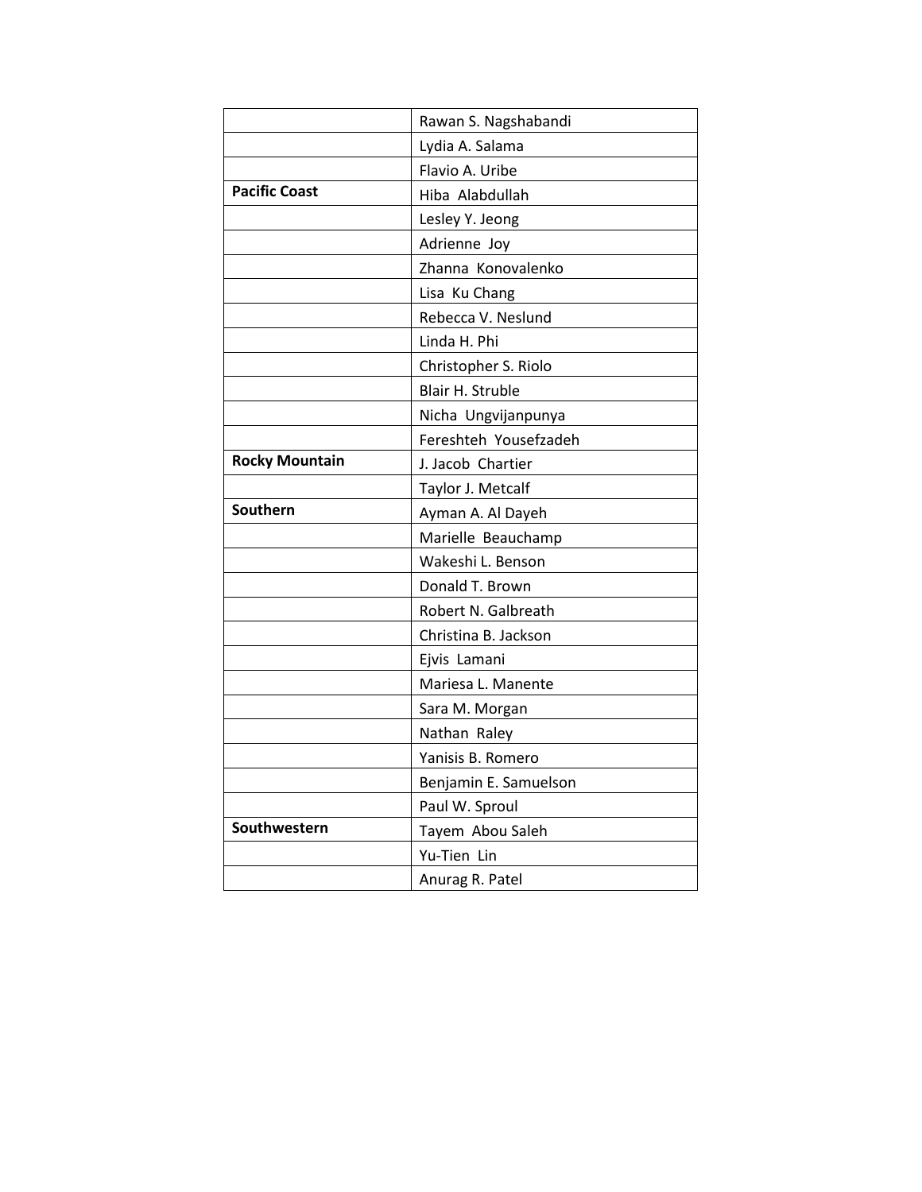| | |
|---|---|
| | Rawan S. Nagshabandi |
| | Lydia A. Salama |
| | Flavio A. Uribe |
| **Pacific Coast** | Hiba Alabdullah |
| | Lesley Y. Jeong |
| | Adrienne Joy |
| | Zhanna Konovalenko |
| | Lisa Ku Chang |
| | Rebecca V. Neslund |
| | Linda H. Phi |
| | Christopher S. Riolo |
| | Blair H. Struble |
| | Nicha Ungvijanpunya |
| | Fereshteh Yousefzadeh |
| **Rocky Mountain** | J. Jacob Chartier |
| | Taylor J. Metcalf |
| **Southern** | Ayman A. Al Dayeh |
| | Marielle Beauchamp |
| | Wakeshi L. Benson |
| | Donald T. Brown |
| | Robert N. Galbreath |
| | Christina B. Jackson |
| | Ejvis Lamani |
| | Mariesa L. Manente |
| | Sara M. Morgan |
| | Nathan Raley |
| | Yanisis B. Romero |
| | Benjamin E. Samuelson |
| | Paul W. Sproul |
| **Southwestern** | Tayem Abou Saleh |
| | Yu-Tien Lin |
| | Anurag R. Patel |